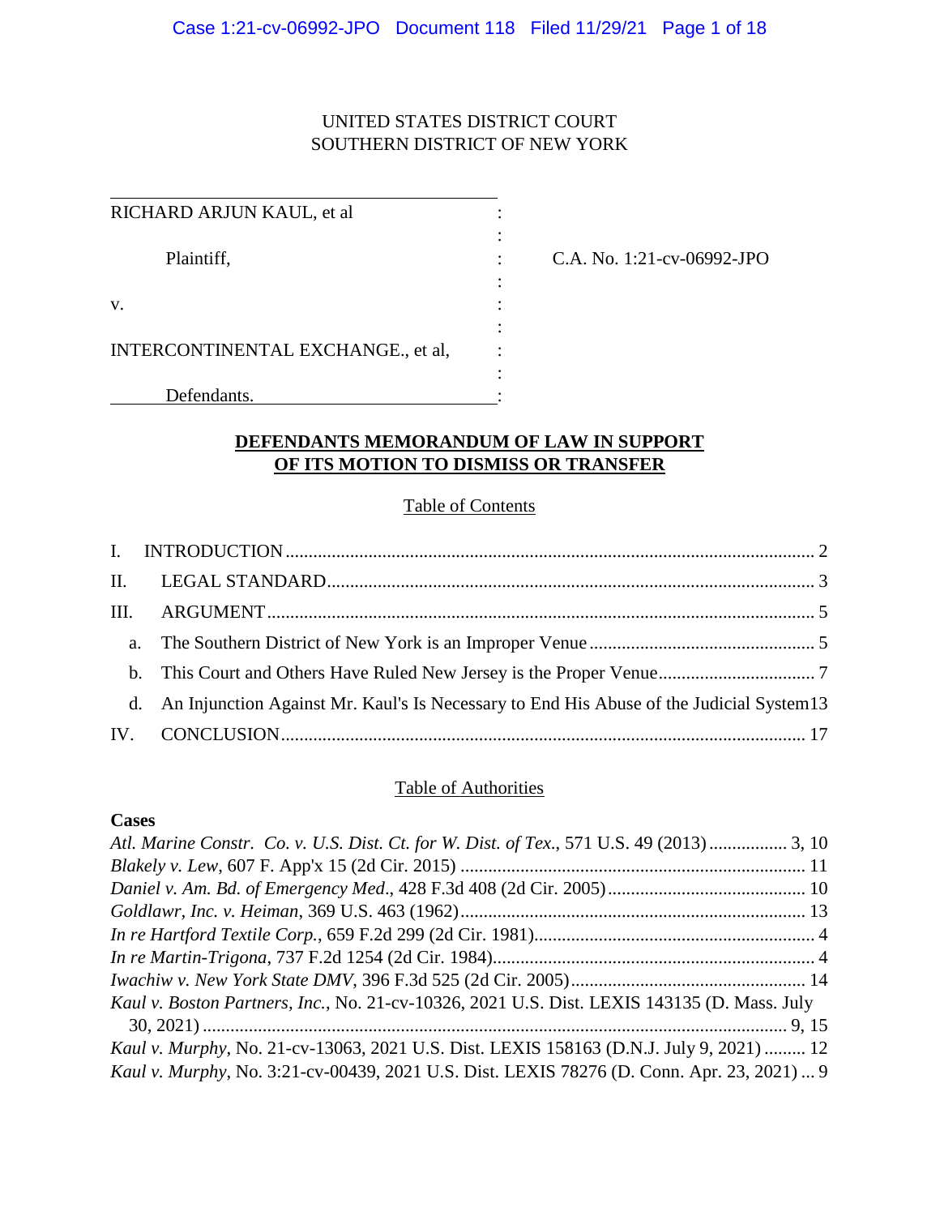UNITED STATES DISTRICT COURT
SOUTHERN DISTRICT OF NEW YORK

| | | |
|---|---|---|
| RICHARD ARJUN KAUL, et al | : | |
| | : | |
| Plaintiff, | : | C.A. No. 1:21-cv-06992-JPO |
| | : | |
| v. | : | |
| | : | |
| INTERCONTINENTAL EXCHANGE., et al, | : | |
| | : | |
| Defendants. | : | |

**DEFENDANTS MEMORANDUM OF LAW IN SUPPORT OF ITS MOTION TO DISMISS OR TRANSFER**

Table of Contents

I. INTRODUCTION .......... 2

II. LEGAL STANDARD .......... 3

III. ARGUMENT .......... 5

a. The Southern District of New York is an Improper Venue .......... 5

b. This Court and Others Have Ruled New Jersey is the Proper Venue .......... 7

d. An Injunction Against Mr. Kaul's Is Necessary to End His Abuse of the Judicial System 13

IV. CONCLUSION .......... 17

Table of Authorities

**Cases**

*Atl. Marine Constr. Co. v. U.S. Dist. Ct. for W. Dist. of Tex.*, 571 U.S. 49 (2013) .......... 3, 10

*Blakely v. Lew*, 607 F. App'x 15 (2d Cir. 2015) .......... 11

*Daniel v. Am. Bd. of Emergency Med*., 428 F.3d 408 (2d Cir. 2005) .......... 10

*Goldlawr, Inc. v. Heiman*, 369 U.S. 463 (1962) .......... 13

*In re Hartford Textile Corp.*, 659 F.2d 299 (2d Cir. 1981) .......... 4

*In re Martin-Trigona*, 737 F.2d 1254 (2d Cir. 1984) .......... 4

*Iwachiw v. New York State DMV*, 396 F.3d 525 (2d Cir. 2005) .......... 14

*Kaul v. Boston Partners, Inc.*, No. 21-cv-10326, 2021 U.S. Dist. LEXIS 143135 (D. Mass. July 30, 2021) .......... 9, 15

*Kaul v. Murphy*, No. 21-cv-13063, 2021 U.S. Dist. LEXIS 158163 (D.N.J. July 9, 2021) .......... 12

*Kaul v. Murphy*, No. 3:21-cv-00439, 2021 U.S. Dist. LEXIS 78276 (D. Conn. Apr. 23, 2021) ... 9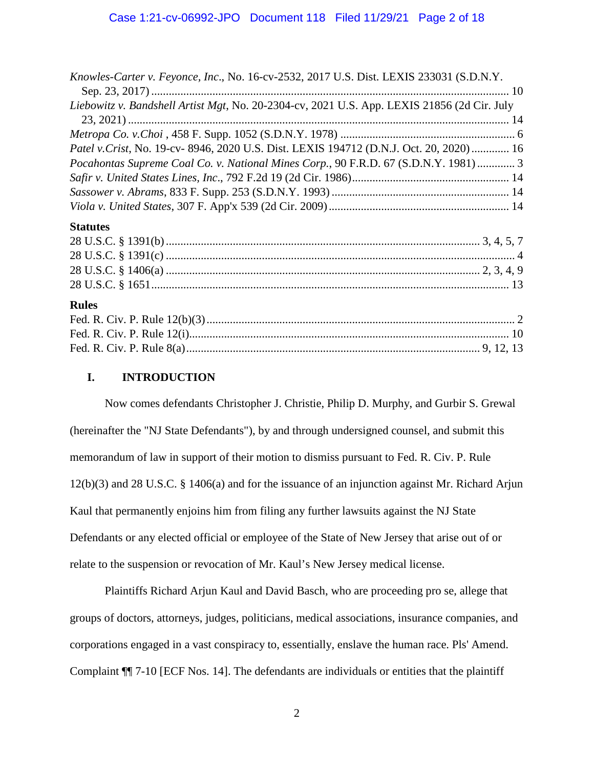*Knowles-Carter v. Feyonce, Inc*., No. 16-cv-2532, 2017 U.S. Dist. LEXIS 233031 (S.D.N.Y. Sep. 23, 2017) .......... 10

*Liebowitz v. Bandshell Artist Mgt*, No. 20-2304-cv, 2021 U.S. App. LEXIS 21856 (2d Cir. July 23, 2021) .......... 14

*Metropa Co. v.Choi* , 458 F. Supp. 1052 (S.D.N.Y. 1978) .......... 6

*Patel v.Crist*, No. 19-cv- 8946, 2020 U.S. Dist. LEXIS 194712 (D.N.J. Oct. 20, 2020) .......... 16

*Pocahontas Supreme Coal Co. v. National Mines Corp.*, 90 F.R.D. 67 (S.D.N.Y. 1981) .......... 3

*Safir v. United States Lines, Inc*., 792 F.2d 19 (2d Cir. 1986) .......... 14

*Sassower v. Abrams*, 833 F. Supp. 253 (S.D.N.Y. 1993) .......... 14

*Viola v. United States*, 307 F. App'x 539 (2d Cir. 2009) .......... 14

**Statutes**

28 U.S.C. § 1391(b) .......... 3, 4, 5, 7

28 U.S.C. § 1391(c) .......... 4

28 U.S.C. § 1406(a) .......... 2, 3, 4, 9

28 U.S.C. § 1651 .......... 13

**Rules**

Fed. R. Civ. P. Rule 12(b)(3) .......... 2

Fed. R. Civ. P. Rule 12(i) .......... 10

Fed. R. Civ. P. Rule 8(a) .......... 9, 12, 13

## I. INTRODUCTION

Now comes defendants Christopher J. Christie, Philip D. Murphy, and Gurbir S. Grewal (hereinafter the "NJ State Defendants"), by and through undersigned counsel, and submit this memorandum of law in support of their motion to dismiss pursuant to Fed. R. Civ. P. Rule 12(b)(3) and 28 U.S.C. § 1406(a) and for the issuance of an injunction against Mr. Richard Arjun Kaul that permanently enjoins him from filing any further lawsuits against the NJ State Defendants or any elected official or employee of the State of New Jersey that arise out of or relate to the suspension or revocation of Mr. Kaul's New Jersey medical license.

Plaintiffs Richard Arjun Kaul and David Basch, who are proceeding pro se, allege that groups of doctors, attorneys, judges, politicians, medical associations, insurance companies, and corporations engaged in a vast conspiracy to, essentially, enslave the human race. Pls' Amend. Complaint ¶¶ 7-10 [ECF Nos. 14]. The defendants are individuals or entities that the plaintiff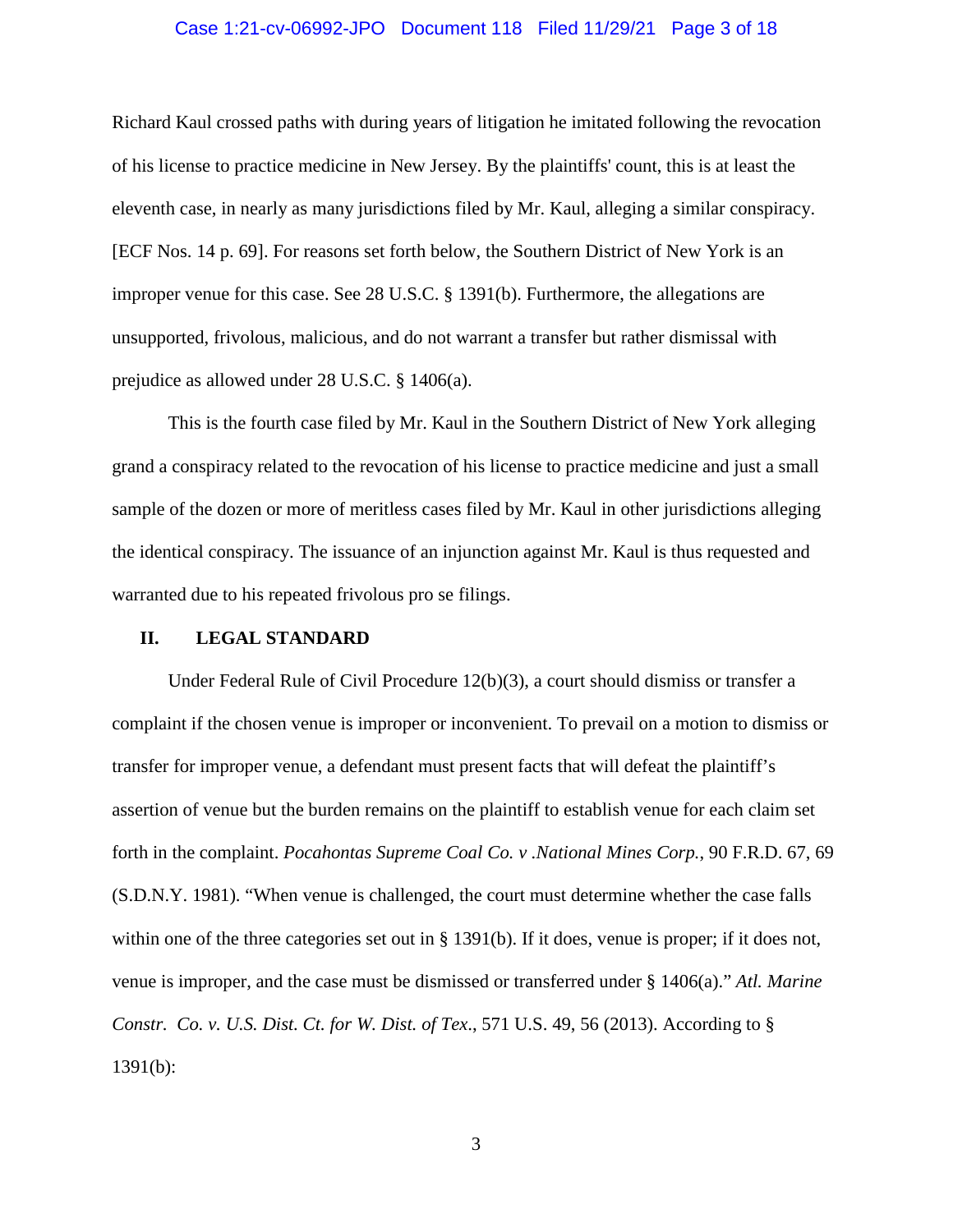Richard Kaul crossed paths with during years of litigation he imitated following the revocation of his license to practice medicine in New Jersey. By the plaintiffs' count, this is at least the eleventh case, in nearly as many jurisdictions filed by Mr. Kaul, alleging a similar conspiracy. [ECF Nos. 14 p. 69]. For reasons set forth below, the Southern District of New York is an improper venue for this case. See 28 U.S.C. § 1391(b). Furthermore, the allegations are unsupported, frivolous, malicious, and do not warrant a transfer but rather dismissal with prejudice as allowed under 28 U.S.C. § 1406(a).

This is the fourth case filed by Mr. Kaul in the Southern District of New York alleging grand a conspiracy related to the revocation of his license to practice medicine and just a small sample of the dozen or more of meritless cases filed by Mr. Kaul in other jurisdictions alleging the identical conspiracy. The issuance of an injunction against Mr. Kaul is thus requested and warranted due to his repeated frivolous pro se filings.

## II. LEGAL STANDARD

Under Federal Rule of Civil Procedure 12(b)(3), a court should dismiss or transfer a complaint if the chosen venue is improper or inconvenient. To prevail on a motion to dismiss or transfer for improper venue, a defendant must present facts that will defeat the plaintiff's assertion of venue but the burden remains on the plaintiff to establish venue for each claim set forth in the complaint. *Pocahontas Supreme Coal Co. v .National Mines Corp.*, 90 F.R.D. 67, 69 (S.D.N.Y. 1981). "When venue is challenged, the court must determine whether the case falls within one of the three categories set out in § 1391(b). If it does, venue is proper; if it does not, venue is improper, and the case must be dismissed or transferred under § 1406(a)." *Atl. Marine Constr. Co. v. U.S. Dist. Ct. for W. Dist. of Tex*., 571 U.S. 49, 56 (2013). According to § 1391(b):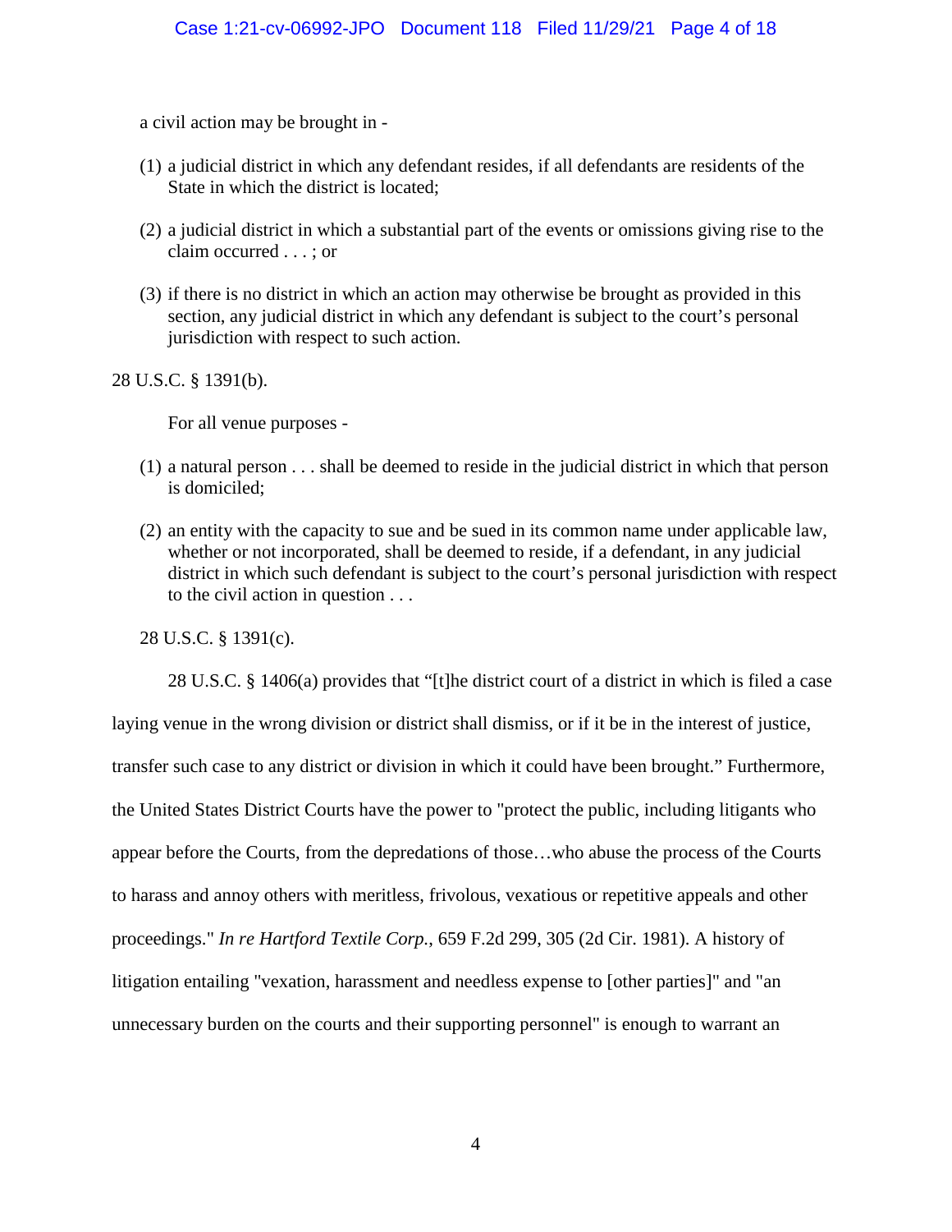a civil action may be brought in -

(1) a judicial district in which any defendant resides, if all defendants are residents of the State in which the district is located;

(2) a judicial district in which a substantial part of the events or omissions giving rise to the claim occurred . . . ; or

(3) if there is no district in which an action may otherwise be brought as provided in this section, any judicial district in which any defendant is subject to the court's personal jurisdiction with respect to such action.

28 U.S.C. § 1391(b).

For all venue purposes -

(1) a natural person . . . shall be deemed to reside in the judicial district in which that person is domiciled;

(2) an entity with the capacity to sue and be sued in its common name under applicable law, whether or not incorporated, shall be deemed to reside, if a defendant, in any judicial district in which such defendant is subject to the court's personal jurisdiction with respect to the civil action in question . . .

28 U.S.C. § 1391(c).

28 U.S.C. § 1406(a) provides that "[t]he district court of a district in which is filed a case laying venue in the wrong division or district shall dismiss, or if it be in the interest of justice, transfer such case to any district or division in which it could have been brought." Furthermore, the United States District Courts have the power to "protect the public, including litigants who appear before the Courts, from the depredations of those…who abuse the process of the Courts to harass and annoy others with meritless, frivolous, vexatious or repetitive appeals and other proceedings." *In re Hartford Textile Corp.*, 659 F.2d 299, 305 (2d Cir. 1981). A history of litigation entailing "vexation, harassment and needless expense to [other parties]" and "an unnecessary burden on the courts and their supporting personnel" is enough to warrant an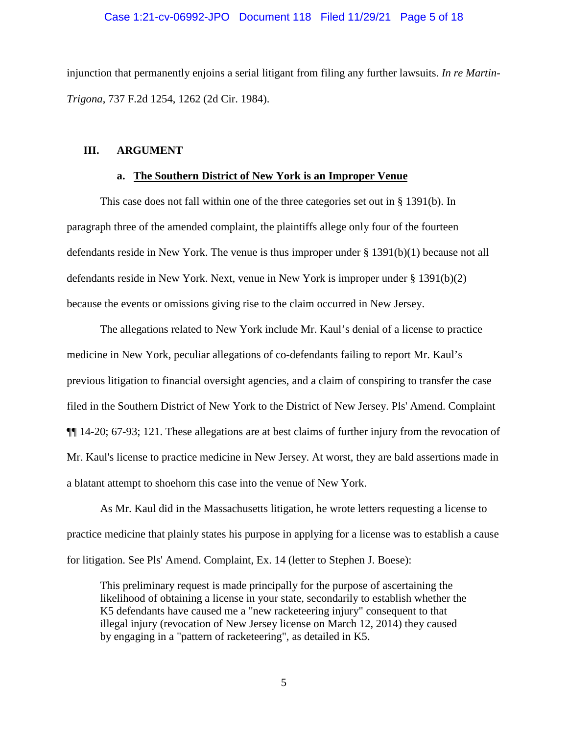injunction that permanently enjoins a serial litigant from filing any further lawsuits. *In re Martin-Trigona*, 737 F.2d 1254, 1262 (2d Cir. 1984).

## III. ARGUMENT

### a. <u>The Southern District of New York is an Improper Venue</u>

This case does not fall within one of the three categories set out in § 1391(b). In paragraph three of the amended complaint, the plaintiffs allege only four of the fourteen defendants reside in New York. The venue is thus improper under § 1391(b)(1) because not all defendants reside in New York. Next, venue in New York is improper under § 1391(b)(2) because the events or omissions giving rise to the claim occurred in New Jersey.

The allegations related to New York include Mr. Kaul's denial of a license to practice medicine in New York, peculiar allegations of co-defendants failing to report Mr. Kaul's previous litigation to financial oversight agencies, and a claim of conspiring to transfer the case filed in the Southern District of New York to the District of New Jersey. Pls' Amend. Complaint ¶¶ 14-20; 67-93; 121. These allegations are at best claims of further injury from the revocation of Mr. Kaul's license to practice medicine in New Jersey. At worst, they are bald assertions made in a blatant attempt to shoehorn this case into the venue of New York.

As Mr. Kaul did in the Massachusetts litigation, he wrote letters requesting a license to practice medicine that plainly states his purpose in applying for a license was to establish a cause for litigation. See Pls' Amend. Complaint, Ex. 14 (letter to Stephen J. Boese):

> This preliminary request is made principally for the purpose of ascertaining the likelihood of obtaining a license in your state, secondarily to establish whether the K5 defendants have caused me a "new racketeering injury" consequent to that illegal injury (revocation of New Jersey license on March 12, 2014) they caused by engaging in a "pattern of racketeering", as detailed in K5.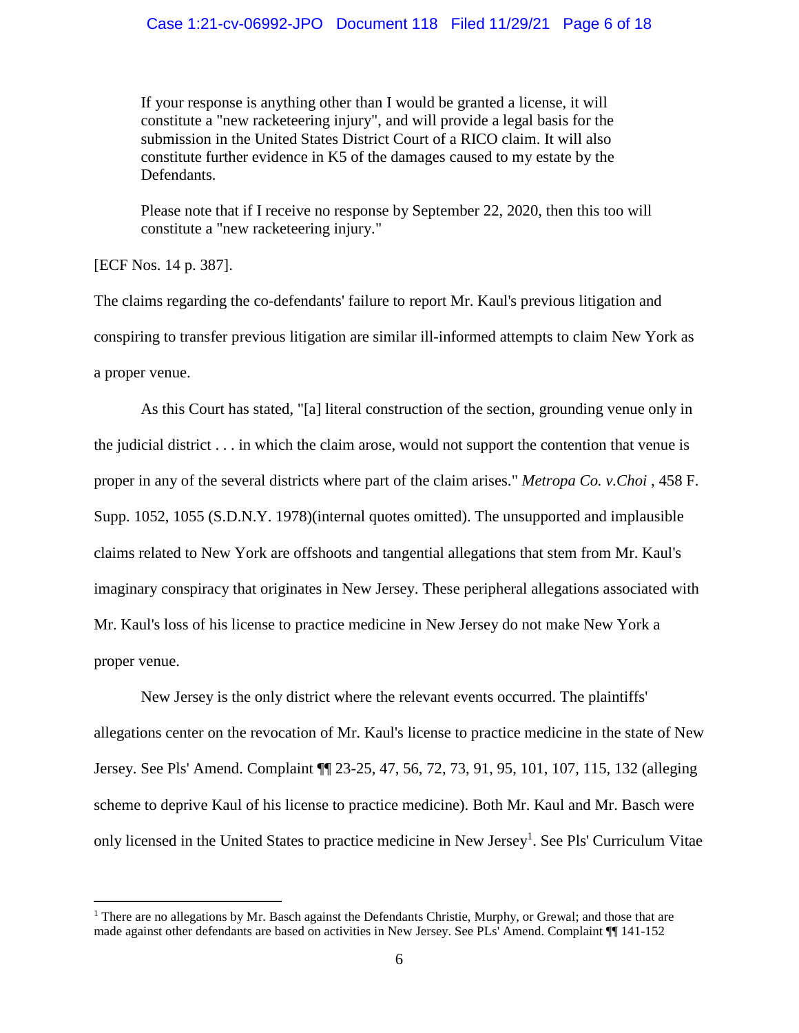> If your response is anything other than I would be granted a license, it will constitute a "new racketeering injury", and will provide a legal basis for the submission in the United States District Court of a RICO claim. It will also constitute further evidence in K5 of the damages caused to my estate by the Defendants.
>
> Please note that if I receive no response by September 22, 2020, then this too will constitute a "new racketeering injury."

[ECF Nos. 14 p. 387].

The claims regarding the co-defendants' failure to report Mr. Kaul's previous litigation and conspiring to transfer previous litigation are similar ill-informed attempts to claim New York as a proper venue.

As this Court has stated, "[a] literal construction of the section, grounding venue only in the judicial district . . . in which the claim arose, would not support the contention that venue is proper in any of the several districts where part of the claim arises." *Metropa Co. v.Choi* , 458 F. Supp. 1052, 1055 (S.D.N.Y. 1978)(internal quotes omitted). The unsupported and implausible claims related to New York are offshoots and tangential allegations that stem from Mr. Kaul's imaginary conspiracy that originates in New Jersey. These peripheral allegations associated with Mr. Kaul's loss of his license to practice medicine in New Jersey do not make New York a proper venue.

New Jersey is the only district where the relevant events occurred. The plaintiffs' allegations center on the revocation of Mr. Kaul's license to practice medicine in the state of New Jersey. See Pls' Amend. Complaint ¶¶ 23-25, 47, 56, 72, 73, 91, 95, 101, 107, 115, 132 (alleging scheme to deprive Kaul of his license to practice medicine). Both Mr. Kaul and Mr. Basch were only licensed in the United States to practice medicine in New Jersey[1]. See Pls' Curriculum Vitae

[1] There are no allegations by Mr. Basch against the Defendants Christie, Murphy, or Grewal; and those that are made against other defendants are based on activities in New Jersey. See PLs' Amend. Complaint ¶¶ 141-152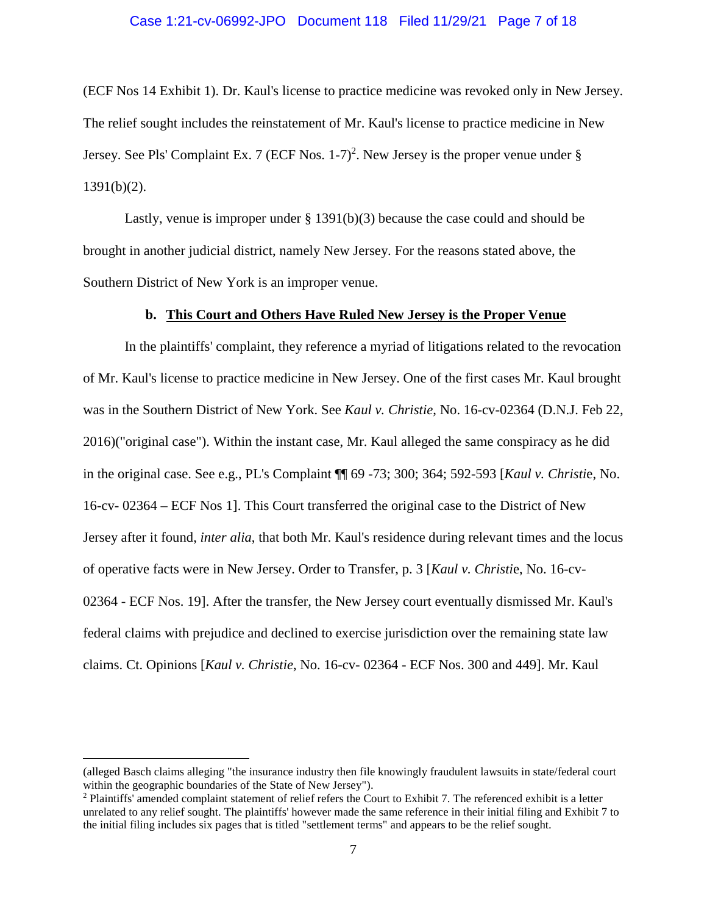(ECF Nos 14 Exhibit 1). Dr. Kaul's license to practice medicine was revoked only in New Jersey. The relief sought includes the reinstatement of Mr. Kaul's license to practice medicine in New Jersey. See Pls' Complaint Ex. 7 (ECF Nos. 1-7)[2]. New Jersey is the proper venue under § 1391(b)(2).

Lastly, venue is improper under § 1391(b)(3) because the case could and should be brought in another judicial district, namely New Jersey. For the reasons stated above, the Southern District of New York is an improper venue.

### b. This Court and Others Have Ruled New Jersey is the Proper Venue

In the plaintiffs' complaint, they reference a myriad of litigations related to the revocation of Mr. Kaul's license to practice medicine in New Jersey. One of the first cases Mr. Kaul brought was in the Southern District of New York. See *Kaul v. Christie*, No. 16-cv-02364 (D.N.J. Feb 22, 2016)("original case"). Within the instant case, Mr. Kaul alleged the same conspiracy as he did in the original case. See e.g., PL's Complaint ¶¶ 69 -73; 300; 364; 592-593 [*Kaul v. Christie*, No. 16-cv- 02364 – ECF Nos 1]. This Court transferred the original case to the District of New Jersey after it found, *inter alia*, that both Mr. Kaul's residence during relevant times and the locus of operative facts were in New Jersey. Order to Transfer, p. 3 [*Kaul v. Christie*, No. 16-cv-02364 - ECF Nos. 19]. After the transfer, the New Jersey court eventually dismissed Mr. Kaul's federal claims with prejudice and declined to exercise jurisdiction over the remaining state law claims. Ct. Opinions [*Kaul v. Christie*, No. 16-cv- 02364 - ECF Nos. 300 and 449]. Mr. Kaul

---

(alleged Basch claims alleging "the insurance industry then file knowingly fraudulent lawsuits in state/federal court within the geographic boundaries of the State of New Jersey").

[2] Plaintiffs' amended complaint statement of relief refers the Court to Exhibit 7. The referenced exhibit is a letter unrelated to any relief sought. The plaintiffs' however made the same reference in their initial filing and Exhibit 7 to the initial filing includes six pages that is titled "settlement terms" and appears to be the relief sought.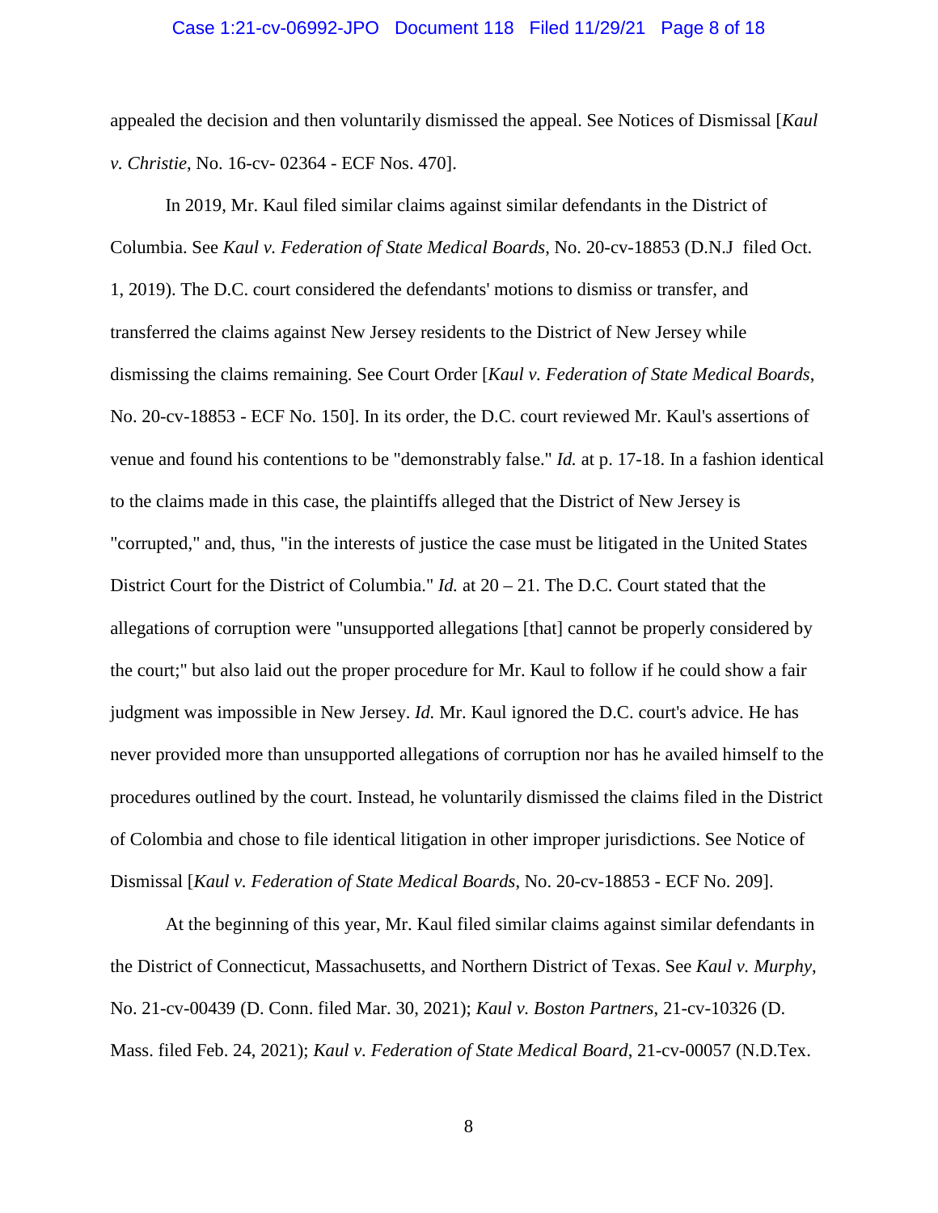appealed the decision and then voluntarily dismissed the appeal. See Notices of Dismissal [*Kaul v. Christie*, No. 16-cv- 02364 - ECF Nos. 470].

In 2019, Mr. Kaul filed similar claims against similar defendants in the District of Columbia. See *Kaul v. Federation of State Medical Boards*, No. 20-cv-18853 (D.N.J filed Oct. 1, 2019). The D.C. court considered the defendants' motions to dismiss or transfer, and transferred the claims against New Jersey residents to the District of New Jersey while dismissing the claims remaining. See Court Order [*Kaul v. Federation of State Medical Boards*, No. 20-cv-18853 - ECF No. 150]. In its order, the D.C. court reviewed Mr. Kaul's assertions of venue and found his contentions to be "demonstrably false." *Id.* at p. 17-18. In a fashion identical to the claims made in this case, the plaintiffs alleged that the District of New Jersey is "corrupted," and, thus, "in the interests of justice the case must be litigated in the United States District Court for the District of Columbia." *Id.* at 20 – 21. The D.C. Court stated that the allegations of corruption were "unsupported allegations [that] cannot be properly considered by the court;" but also laid out the proper procedure for Mr. Kaul to follow if he could show a fair judgment was impossible in New Jersey. *Id.* Mr. Kaul ignored the D.C. court's advice. He has never provided more than unsupported allegations of corruption nor has he availed himself to the procedures outlined by the court. Instead, he voluntarily dismissed the claims filed in the District of Colombia and chose to file identical litigation in other improper jurisdictions. See Notice of Dismissal [*Kaul v. Federation of State Medical Boards*, No. 20-cv-18853 - ECF No. 209].

At the beginning of this year, Mr. Kaul filed similar claims against similar defendants in the District of Connecticut, Massachusetts, and Northern District of Texas. See *Kaul v. Murphy*, No. 21-cv-00439 (D. Conn. filed Mar. 30, 2021); *Kaul v. Boston Partners*, 21-cv-10326 (D. Mass. filed Feb. 24, 2021); *Kaul v. Federation of State Medical Board*, 21-cv-00057 (N.D.Tex.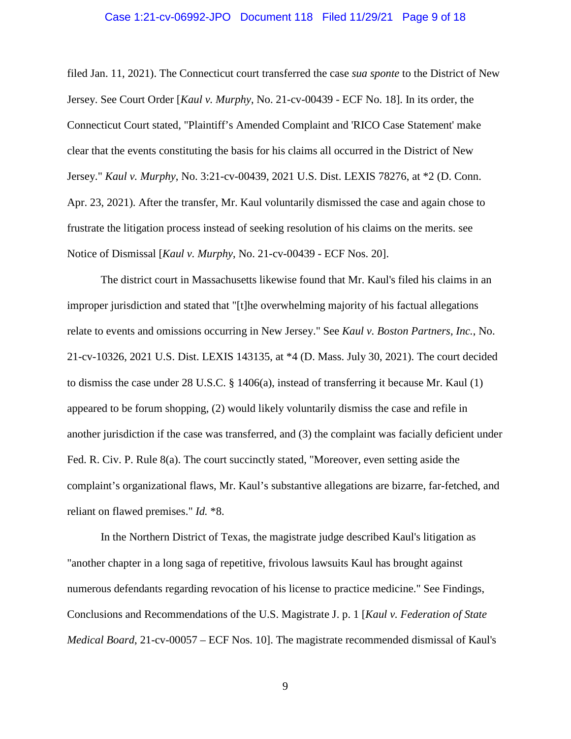filed Jan. 11, 2021). The Connecticut court transferred the case *sua sponte* to the District of New Jersey. See Court Order [*Kaul v. Murphy*, No. 21-cv-00439 - ECF No. 18]. In its order, the Connecticut Court stated, "Plaintiff's Amended Complaint and 'RICO Case Statement' make clear that the events constituting the basis for his claims all occurred in the District of New Jersey." *Kaul v. Murphy*, No. 3:21-cv-00439, 2021 U.S. Dist. LEXIS 78276, at *2 (D. Conn. Apr. 23, 2021). After the transfer, Mr. Kaul voluntarily dismissed the case and again chose to frustrate the litigation process instead of seeking resolution of his claims on the merits. see Notice of Dismissal [*Kaul v. Murphy*, No. 21-cv-00439 - ECF Nos. 20].

The district court in Massachusetts likewise found that Mr. Kaul's filed his claims in an improper jurisdiction and stated that "[t]he overwhelming majority of his factual allegations relate to events and omissions occurring in New Jersey." See *Kaul v. Boston Partners, Inc.*, No. 21-cv-10326, 2021 U.S. Dist. LEXIS 143135, at *4 (D. Mass. July 30, 2021). The court decided to dismiss the case under 28 U.S.C. § 1406(a), instead of transferring it because Mr. Kaul (1) appeared to be forum shopping, (2) would likely voluntarily dismiss the case and refile in another jurisdiction if the case was transferred, and (3) the complaint was facially deficient under Fed. R. Civ. P. Rule 8(a). The court succinctly stated, "Moreover, even setting aside the complaint's organizational flaws, Mr. Kaul's substantive allegations are bizarre, far-fetched, and reliant on flawed premises." *Id.* *8.

In the Northern District of Texas, the magistrate judge described Kaul's litigation as "another chapter in a long saga of repetitive, frivolous lawsuits Kaul has brought against numerous defendants regarding revocation of his license to practice medicine." See Findings, Conclusions and Recommendations of the U.S. Magistrate J. p. 1 [*Kaul v. Federation of State Medical Board*, 21-cv-00057 – ECF Nos. 10]. The magistrate recommended dismissal of Kaul's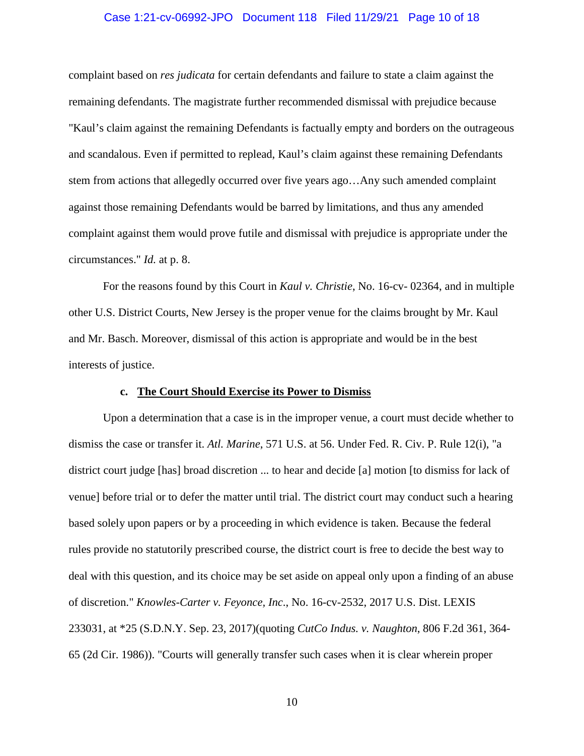complaint based on *res judicata* for certain defendants and failure to state a claim against the remaining defendants. The magistrate further recommended dismissal with prejudice because "Kaul's claim against the remaining Defendants is factually empty and borders on the outrageous and scandalous. Even if permitted to replead, Kaul's claim against these remaining Defendants stem from actions that allegedly occurred over five years ago…Any such amended complaint against those remaining Defendants would be barred by limitations, and thus any amended complaint against them would prove futile and dismissal with prejudice is appropriate under the circumstances." *Id.* at p. 8.

For the reasons found by this Court in *Kaul v. Christie*, No. 16-cv- 02364, and in multiple other U.S. District Courts, New Jersey is the proper venue for the claims brought by Mr. Kaul and Mr. Basch. Moreover, dismissal of this action is appropriate and would be in the best interests of justice.

**c. <u>The Court Should Exercise its Power to Dismiss</u>**

Upon a determination that a case is in the improper venue, a court must decide whether to dismiss the case or transfer it. *Atl. Marine*, 571 U.S. at 56. Under Fed. R. Civ. P. Rule 12(i), "a district court judge [has] broad discretion ... to hear and decide [a] motion [to dismiss for lack of venue] before trial or to defer the matter until trial. The district court may conduct such a hearing based solely upon papers or by a proceeding in which evidence is taken. Because the federal rules provide no statutorily prescribed course, the district court is free to decide the best way to deal with this question, and its choice may be set aside on appeal only upon a finding of an abuse of discretion." *Knowles-Carter v. Feyonce, Inc.*, No. 16-cv-2532, 2017 U.S. Dist. LEXIS 233031, at *25 (S.D.N.Y. Sep. 23, 2017)(quoting *CutCo Indus. v. Naughton*, 806 F.2d 361, 364-65 (2d Cir. 1986)). "Courts will generally transfer such cases when it is clear wherein proper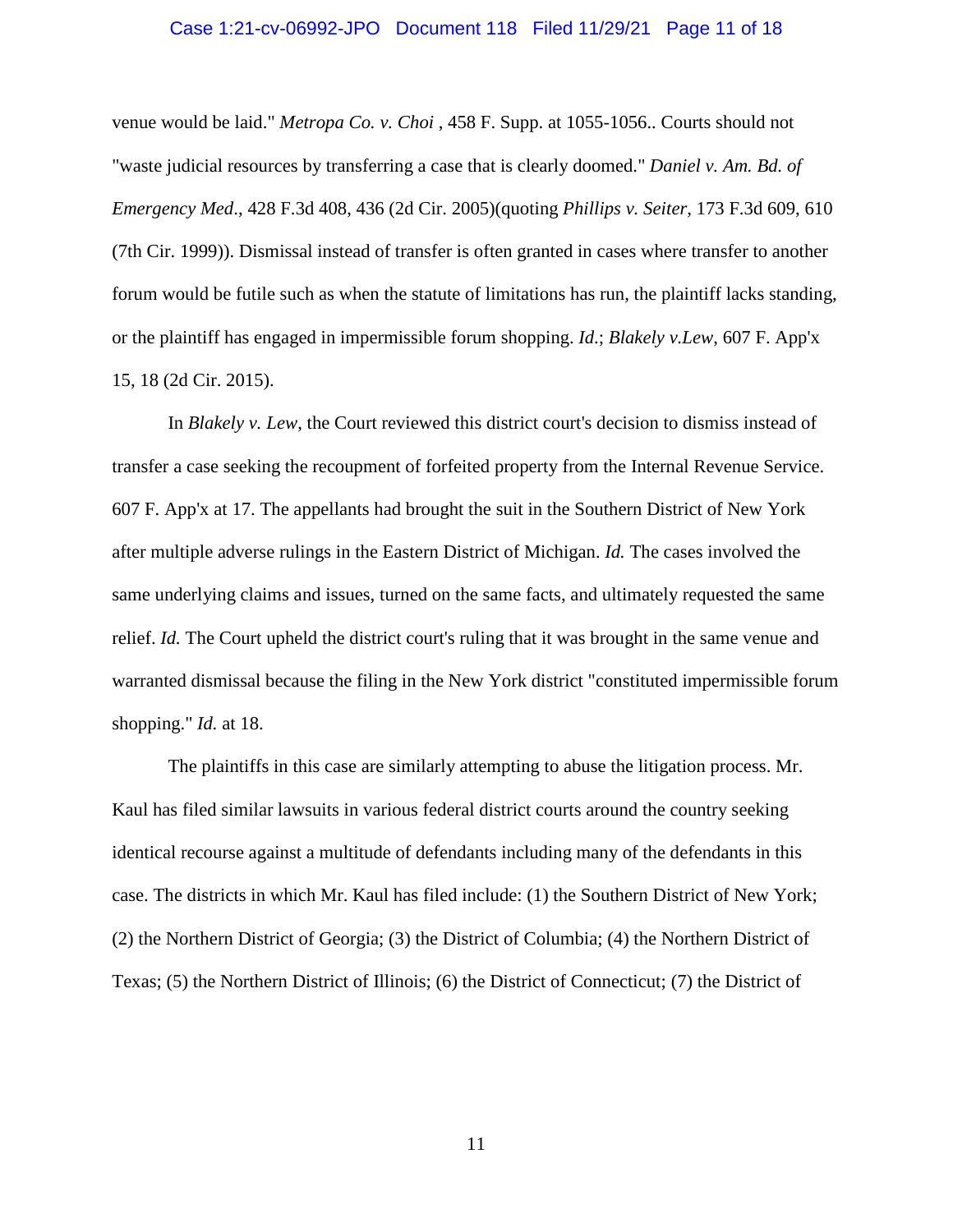venue would be laid." *Metropa Co. v. Choi* , 458 F. Supp. at 1055-1056.. Courts should not "waste judicial resources by transferring a case that is clearly doomed." *Daniel v. Am. Bd. of Emergency Med*., 428 F.3d 408, 436 (2d Cir. 2005)(quoting *Phillips v. Seiter*, 173 F.3d 609, 610 (7th Cir. 1999)). Dismissal instead of transfer is often granted in cases where transfer to another forum would be futile such as when the statute of limitations has run, the plaintiff lacks standing, or the plaintiff has engaged in impermissible forum shopping. *Id*.; *Blakely v.Lew*, 607 F. App'x 15, 18 (2d Cir. 2015).

In *Blakely v. Lew*, the Court reviewed this district court's decision to dismiss instead of transfer a case seeking the recoupment of forfeited property from the Internal Revenue Service. 607 F. App'x at 17. The appellants had brought the suit in the Southern District of New York after multiple adverse rulings in the Eastern District of Michigan. *Id.* The cases involved the same underlying claims and issues, turned on the same facts, and ultimately requested the same relief. *Id.* The Court upheld the district court's ruling that it was brought in the same venue and warranted dismissal because the filing in the New York district "constituted impermissible forum shopping." *Id.* at 18.

The plaintiffs in this case are similarly attempting to abuse the litigation process. Mr. Kaul has filed similar lawsuits in various federal district courts around the country seeking identical recourse against a multitude of defendants including many of the defendants in this case. The districts in which Mr. Kaul has filed include: (1) the Southern District of New York; (2) the Northern District of Georgia; (3) the District of Columbia; (4) the Northern District of Texas; (5) the Northern District of Illinois; (6) the District of Connecticut; (7) the District of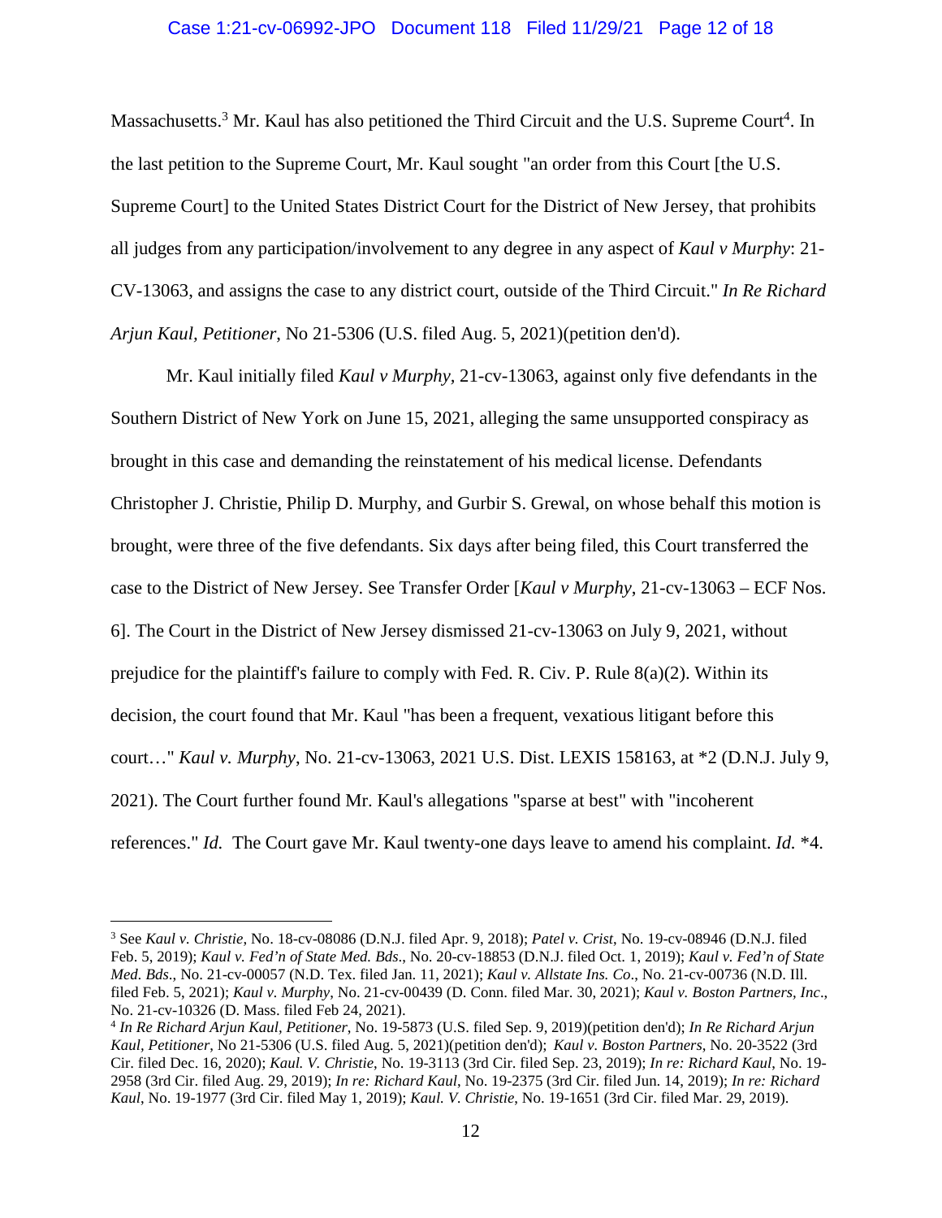Massachusetts.[3] Mr. Kaul has also petitioned the Third Circuit and the U.S. Supreme Court[4]. In the last petition to the Supreme Court, Mr. Kaul sought "an order from this Court [the U.S. Supreme Court] to the United States District Court for the District of New Jersey, that prohibits all judges from any participation/involvement to any degree in any aspect of *Kaul v Murphy*: 21-CV-13063, and assigns the case to any district court, outside of the Third Circuit." *In Re Richard Arjun Kaul, Petitioner*, No 21-5306 (U.S. filed Aug. 5, 2021)(petition den'd).

Mr. Kaul initially filed *Kaul v Murphy,* 21-cv-13063, against only five defendants in the Southern District of New York on June 15, 2021, alleging the same unsupported conspiracy as brought in this case and demanding the reinstatement of his medical license. Defendants Christopher J. Christie, Philip D. Murphy, and Gurbir S. Grewal, on whose behalf this motion is brought, were three of the five defendants. Six days after being filed, this Court transferred the case to the District of New Jersey. See Transfer Order [*Kaul v Murphy*, 21-cv-13063 – ECF Nos. 6]. The Court in the District of New Jersey dismissed 21-cv-13063 on July 9, 2021, without prejudice for the plaintiff's failure to comply with Fed. R. Civ. P. Rule 8(a)(2). Within its decision, the court found that Mr. Kaul "has been a frequent, vexatious litigant before this court…" *Kaul v. Murphy*, No. 21-cv-13063, 2021 U.S. Dist. LEXIS 158163, at *2 (D.N.J. July 9, 2021). The Court further found Mr. Kaul's allegations "sparse at best" with "incoherent references." *Id.* The Court gave Mr. Kaul twenty-one days leave to amend his complaint. *Id.* *4.

---

[3] See *Kaul v. Christie*, No. 18-cv-08086 (D.N.J. filed Apr. 9, 2018); *Patel v. Crist*, No. 19-cv-08946 (D.N.J. filed Feb. 5, 2019); *Kaul v. Fed'n of State Med. Bds*., No. 20-cv-18853 (D.N.J. filed Oct. 1, 2019); *Kaul v. Fed'n of State Med. Bds*., No. 21-cv-00057 (N.D. Tex. filed Jan. 11, 2021); *Kaul v. Allstate Ins. Co*., No. 21-cv-00736 (N.D. Ill. filed Feb. 5, 2021); *Kaul v. Murphy*, No. 21-cv-00439 (D. Conn. filed Mar. 30, 2021); *Kaul v. Boston Partners, Inc*., No. 21-cv-10326 (D. Mass. filed Feb 24, 2021).

[4] *In Re Richard Arjun Kaul, Petitioner*, No. 19-5873 (U.S. filed Sep. 9, 2019)(petition den'd); *In Re Richard Arjun Kaul, Petitioner*, No 21-5306 (U.S. filed Aug. 5, 2021)(petition den'd); *Kaul v. Boston Partners*, No. 20-3522 (3rd Cir. filed Dec. 16, 2020); *Kaul. V. Christie*, No. 19-3113 (3rd Cir. filed Sep. 23, 2019); *In re: Richard Kaul*, No. 19-2958 (3rd Cir. filed Aug. 29, 2019); *In re: Richard Kaul*, No. 19-2375 (3rd Cir. filed Jun. 14, 2019); *In re: Richard Kaul*, No. 19-1977 (3rd Cir. filed May 1, 2019); *Kaul. V. Christie*, No. 19-1651 (3rd Cir. filed Mar. 29, 2019).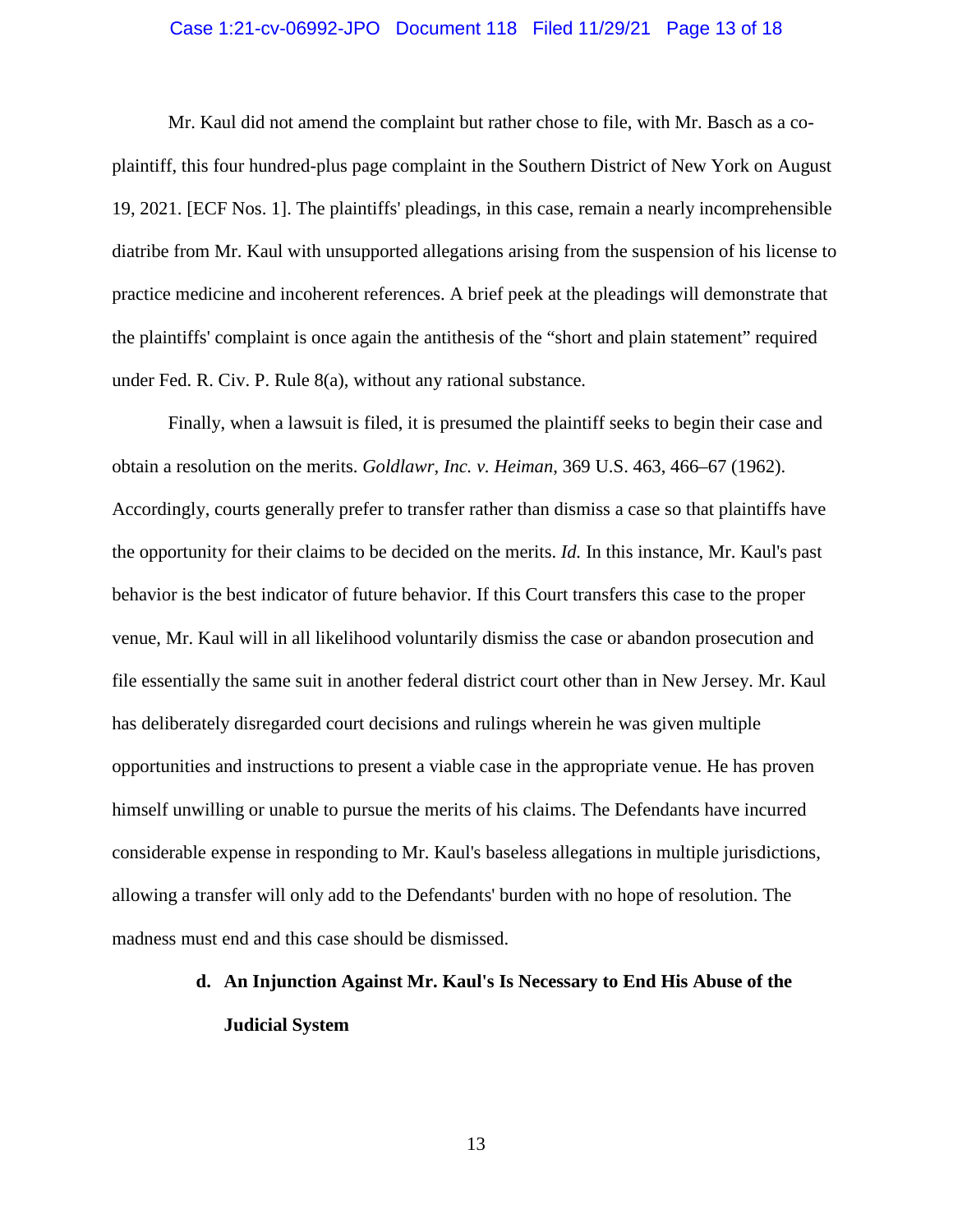Mr. Kaul did not amend the complaint but rather chose to file, with Mr. Basch as a co-plaintiff, this four hundred-plus page complaint in the Southern District of New York on August 19, 2021. [ECF Nos. 1]. The plaintiffs' pleadings, in this case, remain a nearly incomprehensible diatribe from Mr. Kaul with unsupported allegations arising from the suspension of his license to practice medicine and incoherent references. A brief peek at the pleadings will demonstrate that the plaintiffs' complaint is once again the antithesis of the "short and plain statement" required under Fed. R. Civ. P. Rule 8(a), without any rational substance.

Finally, when a lawsuit is filed, it is presumed the plaintiff seeks to begin their case and obtain a resolution on the merits. *Goldlaw, Inc. v. Heiman*, 369 U.S. 463, 466–67 (1962). Accordingly, courts generally prefer to transfer rather than dismiss a case so that plaintiffs have the opportunity for their claims to be decided on the merits. *Id.* In this instance, Mr. Kaul's past behavior is the best indicator of future behavior. If this Court transfers this case to the proper venue, Mr. Kaul will in all likelihood voluntarily dismiss the case or abandon prosecution and file essentially the same suit in another federal district court other than in New Jersey. Mr. Kaul has deliberately disregarded court decisions and rulings wherein he was given multiple opportunities and instructions to present a viable case in the appropriate venue. He has proven himself unwilling or unable to pursue the merits of his claims. The Defendants have incurred considerable expense in responding to Mr. Kaul's baseless allegations in multiple jurisdictions, allowing a transfer will only add to the Defendants' burden with no hope of resolution. The madness must end and this case should be dismissed.

**d. An Injunction Against Mr. Kaul's Is Necessary to End His Abuse of the Judicial System**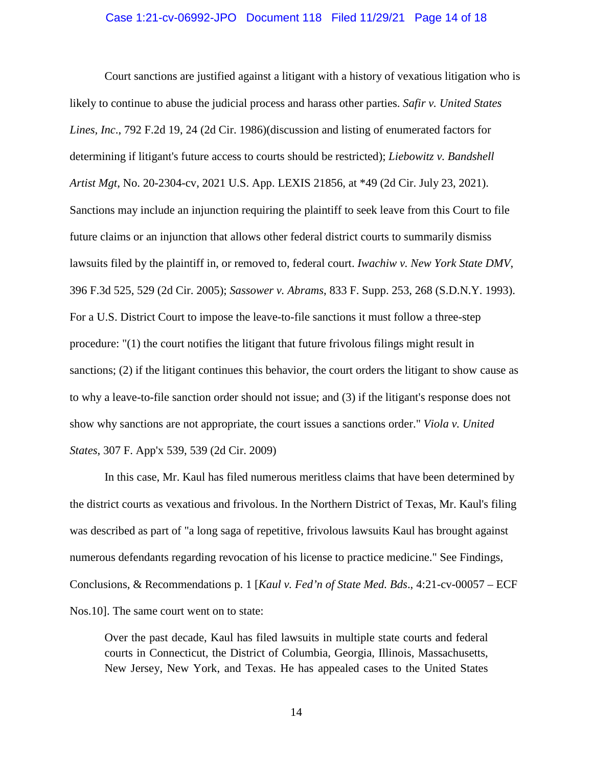Court sanctions are justified against a litigant with a history of vexatious litigation who is likely to continue to abuse the judicial process and harass other parties. *Safir v. United States Lines, Inc*., 792 F.2d 19, 24 (2d Cir. 1986)(discussion and listing of enumerated factors for determining if litigant's future access to courts should be restricted); *Liebowitz v. Bandshell Artist Mgt*, No. 20-2304-cv, 2021 U.S. App. LEXIS 21856, at *49 (2d Cir. July 23, 2021). Sanctions may include an injunction requiring the plaintiff to seek leave from this Court to file future claims or an injunction that allows other federal district courts to summarily dismiss lawsuits filed by the plaintiff in, or removed to, federal court. *Iwachiw v. New York State DMV*, 396 F.3d 525, 529 (2d Cir. 2005); *Sassower v. Abrams*, 833 F. Supp. 253, 268 (S.D.N.Y. 1993). For a U.S. District Court to impose the leave-to-file sanctions it must follow a three-step procedure: "(1) the court notifies the litigant that future frivolous filings might result in sanctions; (2) if the litigant continues this behavior, the court orders the litigant to show cause as to why a leave-to-file sanction order should not issue; and (3) if the litigant's response does not show why sanctions are not appropriate, the court issues a sanctions order." *Viola v. United States*, 307 F. App'x 539, 539 (2d Cir. 2009)

In this case, Mr. Kaul has filed numerous meritless claims that have been determined by the district courts as vexatious and frivolous. In the Northern District of Texas, Mr. Kaul's filing was described as part of "a long saga of repetitive, frivolous lawsuits Kaul has brought against numerous defendants regarding revocation of his license to practice medicine." See Findings, Conclusions, & Recommendations p. 1 [*Kaul v. Fed'n of State Med. Bds*., 4:21-cv-00057 – ECF Nos.10]. The same court went on to state:

> Over the past decade, Kaul has filed lawsuits in multiple state courts and federal courts in Connecticut, the District of Columbia, Georgia, Illinois, Massachusetts, New Jersey, New York, and Texas. He has appealed cases to the United States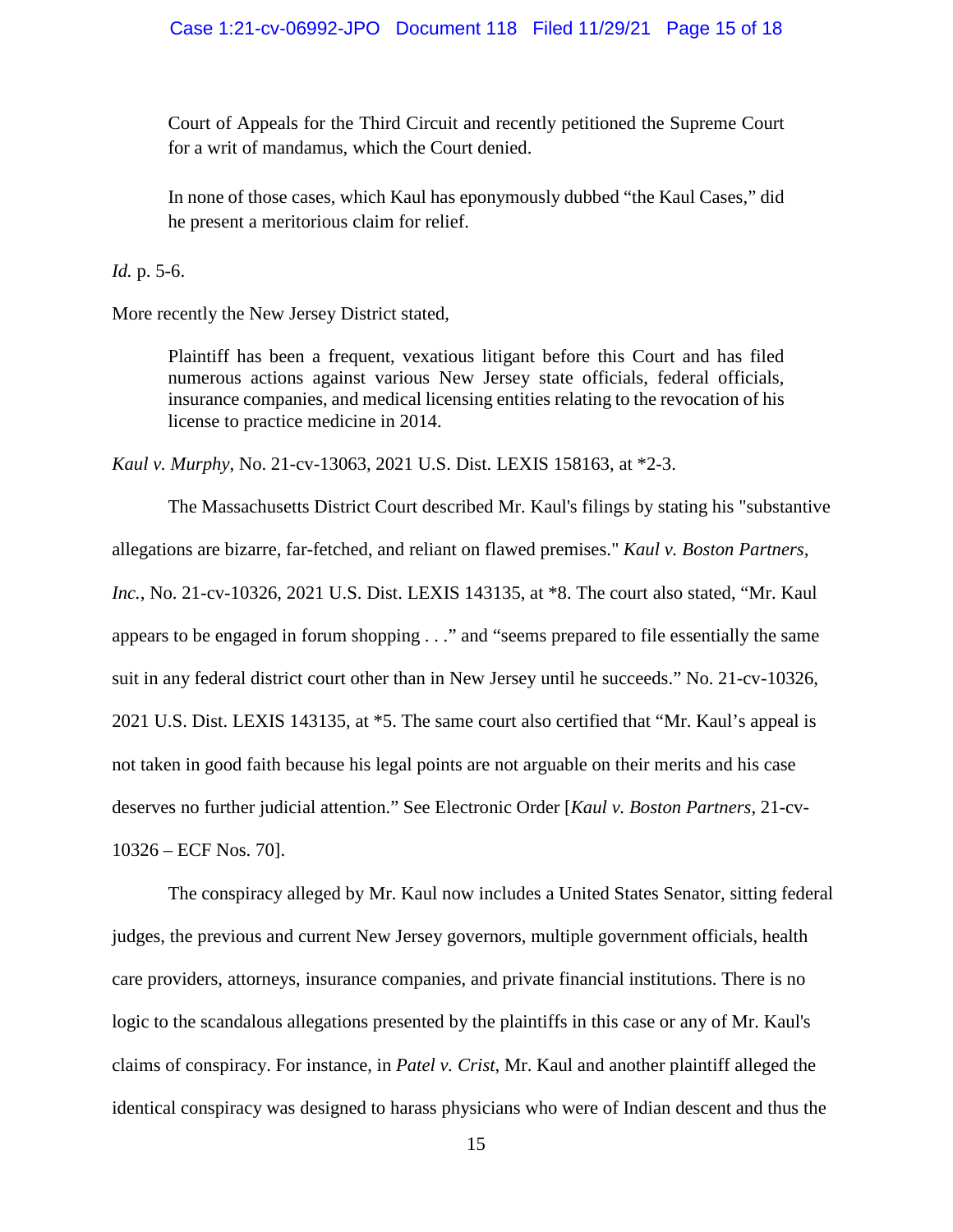> Court of Appeals for the Third Circuit and recently petitioned the Supreme Court for a writ of mandamus, which the Court denied.
>
> In none of those cases, which Kaul has eponymously dubbed "the Kaul Cases," did he present a meritorious claim for relief.

*Id.* p. 5-6.

More recently the New Jersey District stated,

> Plaintiff has been a frequent, vexatious litigant before this Court and has filed numerous actions against various New Jersey state officials, federal officials, insurance companies, and medical licensing entities relating to the revocation of his license to practice medicine in 2014.

*Kaul v. Murphy*, No. 21-cv-13063, 2021 U.S. Dist. LEXIS 158163, at *2-3.

The Massachusetts District Court described Mr. Kaul's filings by stating his "substantive allegations are bizarre, far-fetched, and reliant on flawed premises." *Kaul v. Boston Partners, Inc.*, No. 21-cv-10326, 2021 U.S. Dist. LEXIS 143135, at *8. The court also stated, "Mr. Kaul appears to be engaged in forum shopping . . ." and "seems prepared to file essentially the same suit in any federal district court other than in New Jersey until he succeeds." No. 21-cv-10326, 2021 U.S. Dist. LEXIS 143135, at *5. The same court also certified that "Mr. Kaul's appeal is not taken in good faith because his legal points are not arguable on their merits and his case deserves no further judicial attention." See Electronic Order [*Kaul v. Boston Partners*, 21-cv-10326 – ECF Nos. 70].

The conspiracy alleged by Mr. Kaul now includes a United States Senator, sitting federal judges, the previous and current New Jersey governors, multiple government officials, health care providers, attorneys, insurance companies, and private financial institutions. There is no logic to the scandalous allegations presented by the plaintiffs in this case or any of Mr. Kaul's claims of conspiracy. For instance, in *Patel v. Crist*, Mr. Kaul and another plaintiff alleged the identical conspiracy was designed to harass physicians who were of Indian descent and thus the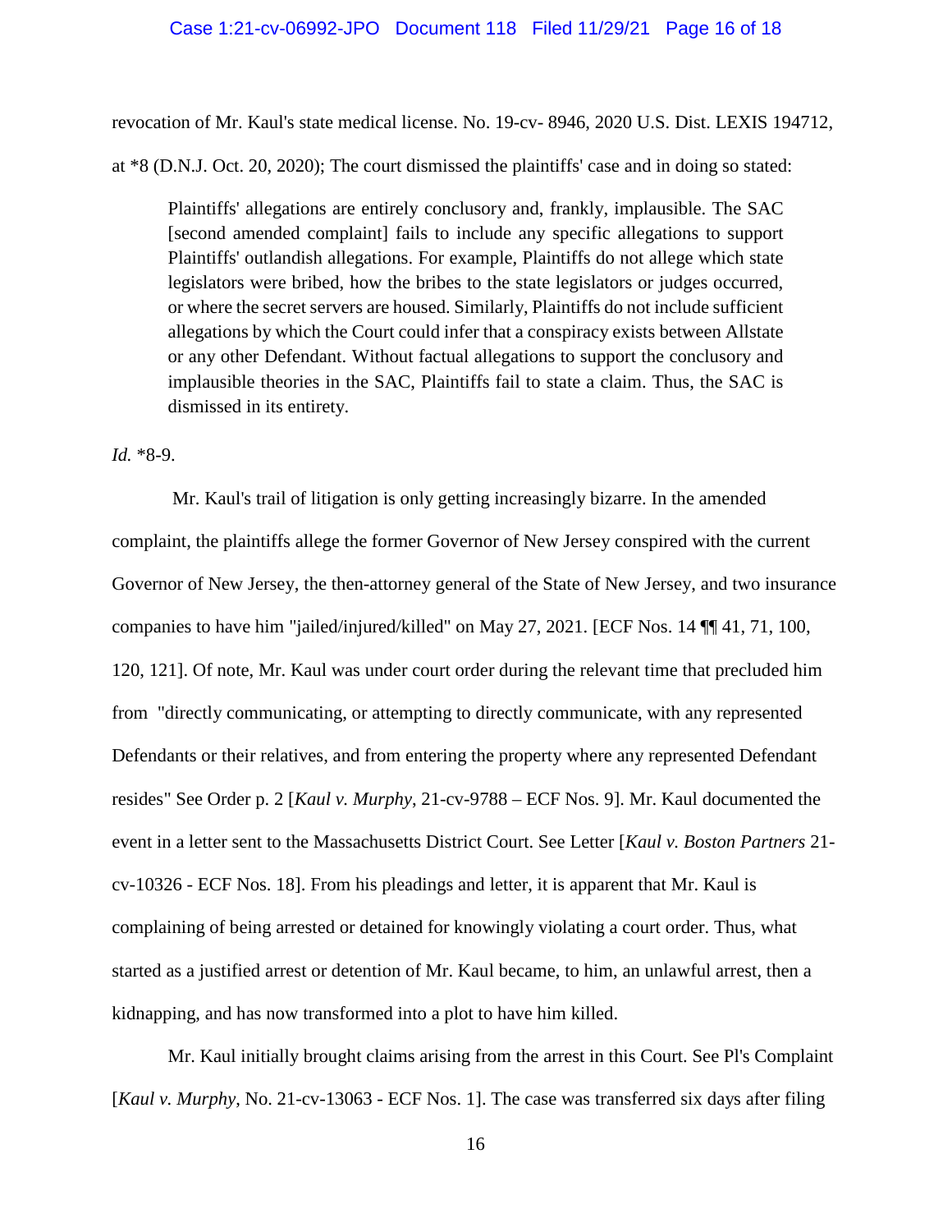revocation of Mr. Kaul's state medical license. No. 19-cv- 8946, 2020 U.S. Dist. LEXIS 194712, at *8 (D.N.J. Oct. 20, 2020); The court dismissed the plaintiffs' case and in doing so stated:

> Plaintiffs' allegations are entirely conclusory and, frankly, implausible. The SAC [second amended complaint] fails to include any specific allegations to support Plaintiffs' outlandish allegations. For example, Plaintiffs do not allege which state legislators were bribed, how the bribes to the state legislators or judges occurred, or where the secret servers are housed. Similarly, Plaintiffs do not include sufficient allegations by which the Court could infer that a conspiracy exists between Allstate or any other Defendant. Without factual allegations to support the conclusory and implausible theories in the SAC, Plaintiffs fail to state a claim. Thus, the SAC is dismissed in its entirety.

*Id.* *8-9.

Mr. Kaul's trail of litigation is only getting increasingly bizarre. In the amended complaint, the plaintiffs allege the former Governor of New Jersey conspired with the current Governor of New Jersey, the then-attorney general of the State of New Jersey, and two insurance companies to have him "jailed/injured/killed" on May 27, 2021. [ECF Nos. 14 ¶¶ 41, 71, 100, 120, 121]. Of note, Mr. Kaul was under court order during the relevant time that precluded him from "directly communicating, or attempting to directly communicate, with any represented Defendants or their relatives, and from entering the property where any represented Defendant resides" See Order p. 2 [*Kaul v. Murphy*, 21-cv-9788 – ECF Nos. 9]. Mr. Kaul documented the event in a letter sent to the Massachusetts District Court. See Letter [*Kaul v. Boston Partners* 21-cv-10326 - ECF Nos. 18]. From his pleadings and letter, it is apparent that Mr. Kaul is complaining of being arrested or detained for knowingly violating a court order. Thus, what started as a justified arrest or detention of Mr. Kaul became, to him, an unlawful arrest, then a kidnapping, and has now transformed into a plot to have him killed.

Mr. Kaul initially brought claims arising from the arrest in this Court. See Pl's Complaint [*Kaul v. Murphy*, No. 21-cv-13063 - ECF Nos. 1]. The case was transferred six days after filing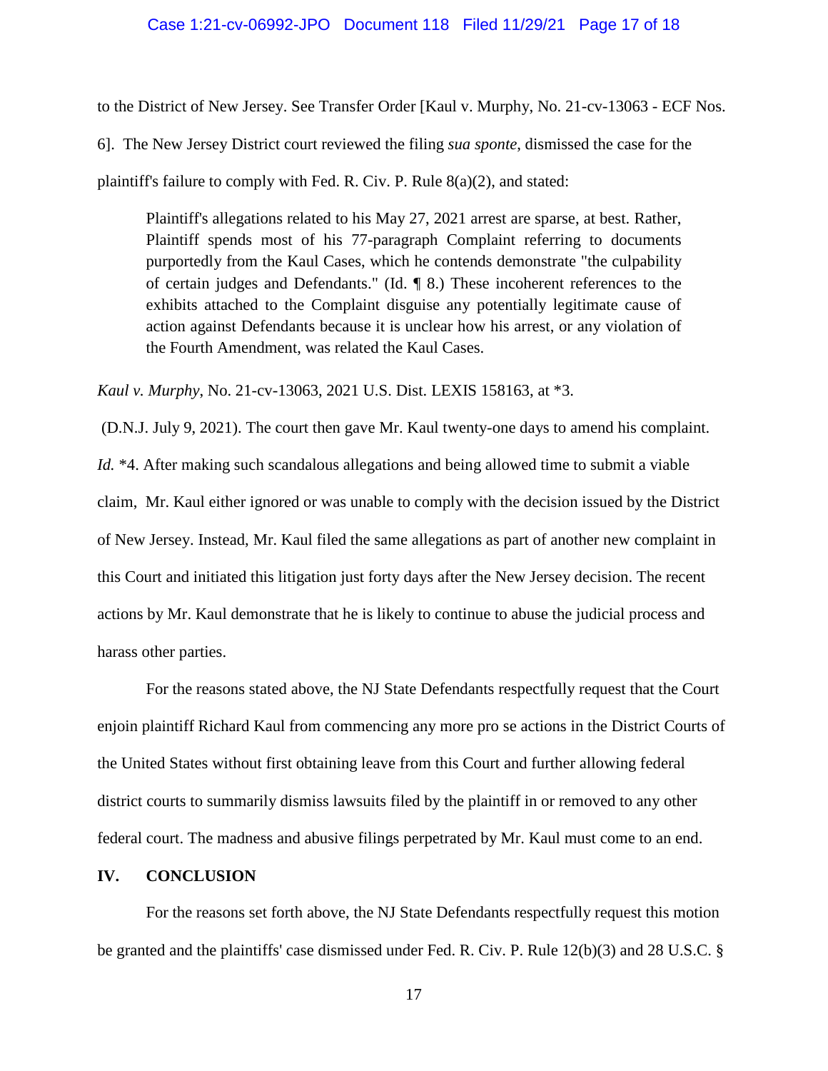to the District of New Jersey. See Transfer Order [Kaul v. Murphy, No. 21-cv-13063 - ECF Nos. 6]. The New Jersey District court reviewed the filing *sua sponte*, dismissed the case for the plaintiff's failure to comply with Fed. R. Civ. P. Rule 8(a)(2), and stated:

> Plaintiff's allegations related to his May 27, 2021 arrest are sparse, at best. Rather, Plaintiff spends most of his 77-paragraph Complaint referring to documents purportedly from the Kaul Cases, which he contends demonstrate "the culpability of certain judges and Defendants." (Id. ¶ 8.) These incoherent references to the exhibits attached to the Complaint disguise any potentially legitimate cause of action against Defendants because it is unclear how his arrest, or any violation of the Fourth Amendment, was related the Kaul Cases.

*Kaul v. Murphy*, No. 21-cv-13063, 2021 U.S. Dist. LEXIS 158163, at *3.

(D.N.J. July 9, 2021). The court then gave Mr. Kaul twenty-one days to amend his complaint. *Id.* *4. After making such scandalous allegations and being allowed time to submit a viable claim, Mr. Kaul either ignored or was unable to comply with the decision issued by the District of New Jersey. Instead, Mr. Kaul filed the same allegations as part of another new complaint in this Court and initiated this litigation just forty days after the New Jersey decision. The recent actions by Mr. Kaul demonstrate that he is likely to continue to abuse the judicial process and harass other parties.

For the reasons stated above, the NJ State Defendants respectfully request that the Court enjoin plaintiff Richard Kaul from commencing any more pro se actions in the District Courts of the United States without first obtaining leave from this Court and further allowing federal district courts to summarily dismiss lawsuits filed by the plaintiff in or removed to any other federal court. The madness and abusive filings perpetrated by Mr. Kaul must come to an end.

## IV. CONCLUSION

For the reasons set forth above, the NJ State Defendants respectfully request this motion be granted and the plaintiffs' case dismissed under Fed. R. Civ. P. Rule 12(b)(3) and 28 U.S.C. §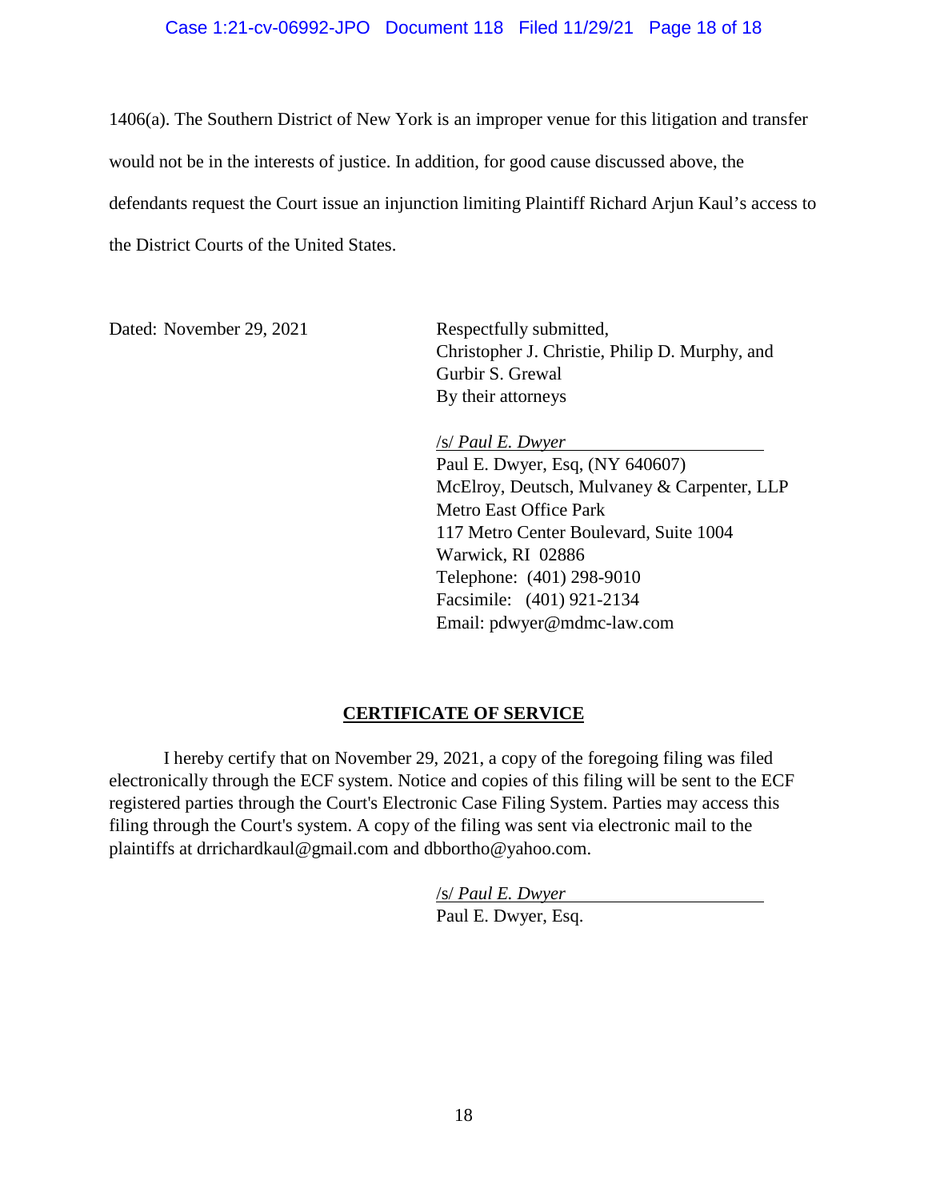1406(a). The Southern District of New York is an improper venue for this litigation and transfer would not be in the interests of justice. In addition, for good cause discussed above, the defendants request the Court issue an injunction limiting Plaintiff Richard Arjun Kaul's access to the District Courts of the United States.

Dated: November 29, 2021

Respectfully submitted,
Christopher J. Christie, Philip D. Murphy, and Gurbir S. Grewal
By their attorneys

/s/ *Paul E. Dwyer*
Paul E. Dwyer, Esq, (NY 640607)
McElroy, Deutsch, Mulvaney & Carpenter, LLP
Metro East Office Park
117 Metro Center Boulevard, Suite 1004
Warwick, RI 02886
Telephone: (401) 298-9010
Facsimile: (401) 921-2134
Email: pdwyer@mdmc-law.com

## CERTIFICATE OF SERVICE

I hereby certify that on November 29, 2021, a copy of the foregoing filing was filed electronically through the ECF system. Notice and copies of this filing will be sent to the ECF registered parties through the Court's Electronic Case Filing System. Parties may access this filing through the Court's system. A copy of the filing was sent via electronic mail to the plaintiffs at drrichardkaul@gmail.com and dbbortho@yahoo.com.

/s/ *Paul E. Dwyer*
Paul E. Dwyer, Esq.